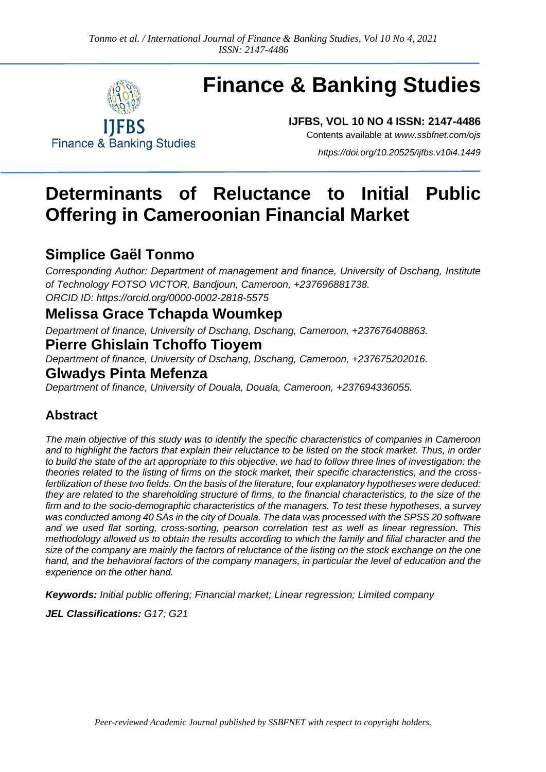# Finance & Banking Studies

**IJFBS, VOL 10 NO 4 ISSN: 2147-4486**

Contents available at *www.ssbfnet.com/ojs*

*https://doi.org/10.20525/ijfbs.v10i4.1449*

# Determinants of Reluctance to Initial Public Offering in Cameroonian Financial Market

## Simplice Gaël Tonmo

*Corresponding Author: Department of management and finance, University of Dschang, Institute of Technology FOTSO VICTOR, Bandjoun, Cameroon, +237696881738.*
*ORCID ID: https://orcid.org/0000-0002-2818-5575*

## Melissa Grace Tchapda Woumkep

*Department of finance, University of Dschang, Dschang, Cameroon, +237676408863.*

## Pierre Ghislain Tchoffo Tioyem

*Department of finance, University of Dschang, Dschang, Cameroon, +237675202016.*

## Glwadys Pinta Mefenza

*Department of finance, University of Douala, Douala, Cameroon, +237694336055.*

### Abstract

*The main objective of this study was to identify the specific characteristics of companies in Cameroon and to highlight the factors that explain their reluctance to be listed on the stock market. Thus, in order to build the state of the art appropriate to this objective, we had to follow three lines of investigation: the theories related to the listing of firms on the stock market, their specific characteristics, and the cross-fertilization of these two fields. On the basis of the literature, four explanatory hypotheses were deduced: they are related to the shareholding structure of firms, to the financial characteristics, to the size of the firm and to the socio-demographic characteristics of the managers. To test these hypotheses, a survey was conducted among 40 SAs in the city of Douala. The data was processed with the SPSS 20 software and we used flat sorting, cross-sorting, pearson correlation test as well as linear regression. This methodology allowed us to obtain the results according to which the family and filial character and the size of the company are mainly the factors of reluctance of the listing on the stock exchange on the one hand, and the behavioral factors of the company managers, in particular the level of education and the experience on the other hand.*

***Keywords:*** *Initial public offering; Financial market; Linear regression; Limited company*

***JEL Classifications:*** *G17; G21*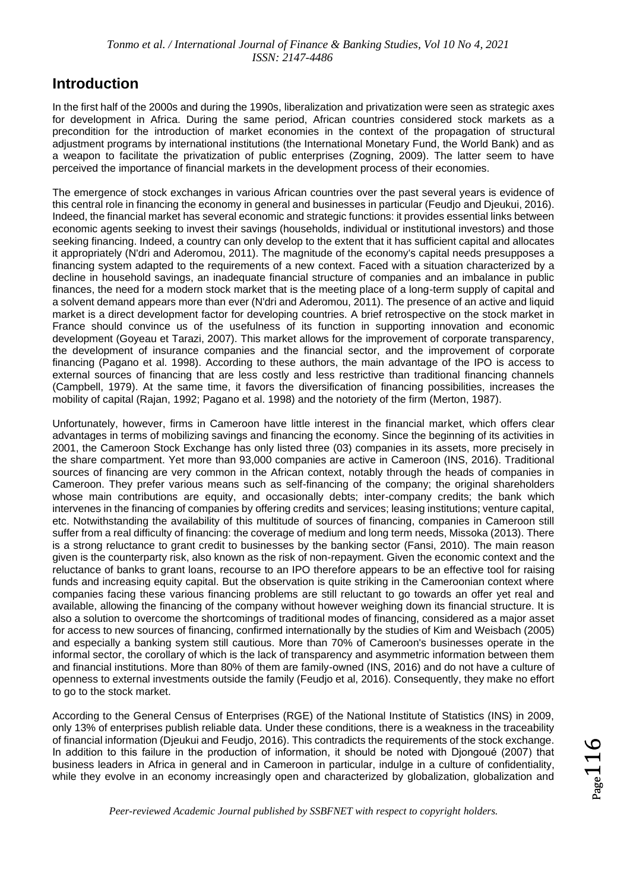## Introduction

In the first half of the 2000s and during the 1990s, liberalization and privatization were seen as strategic axes for development in Africa. During the same period, African countries considered stock markets as a precondition for the introduction of market economies in the context of the propagation of structural adjustment programs by international institutions (the International Monetary Fund, the World Bank) and as a weapon to facilitate the privatization of public enterprises (Zogning, 2009). The latter seem to have perceived the importance of financial markets in the development process of their economies.

The emergence of stock exchanges in various African countries over the past several years is evidence of this central role in financing the economy in general and businesses in particular (Feudjo and Djeukui, 2016). Indeed, the financial market has several economic and strategic functions: it provides essential links between economic agents seeking to invest their savings (households, individual or institutional investors) and those seeking financing. Indeed, a country can only develop to the extent that it has sufficient capital and allocates it appropriately (N'dri and Aderomou, 2011). The magnitude of the economy's capital needs presupposes a financing system adapted to the requirements of a new context. Faced with a situation characterized by a decline in household savings, an inadequate financial structure of companies and an imbalance in public finances, the need for a modern stock market that is the meeting place of a long-term supply of capital and a solvent demand appears more than ever (N'dri and Aderomou, 2011). The presence of an active and liquid market is a direct development factor for developing countries. A brief retrospective on the stock market in France should convince us of the usefulness of its function in supporting innovation and economic development (Goyeau et Tarazi, 2007). This market allows for the improvement of corporate transparency, the development of insurance companies and the financial sector, and the improvement of corporate financing (Pagano et al. 1998). According to these authors, the main advantage of the IPO is access to external sources of financing that are less costly and less restrictive than traditional financing channels (Campbell, 1979). At the same time, it favors the diversification of financing possibilities, increases the mobility of capital (Rajan, 1992; Pagano et al. 1998) and the notoriety of the firm (Merton, 1987).

Unfortunately, however, firms in Cameroon have little interest in the financial market, which offers clear advantages in terms of mobilizing savings and financing the economy. Since the beginning of its activities in 2001, the Cameroon Stock Exchange has only listed three (03) companies in its assets, more precisely in the share compartment. Yet more than 93,000 companies are active in Cameroon (INS, 2016). Traditional sources of financing are very common in the African context, notably through the heads of companies in Cameroon. They prefer various means such as self-financing of the company; the original shareholders whose main contributions are equity, and occasionally debts; inter-company credits; the bank which intervenes in the financing of companies by offering credits and services; leasing institutions; venture capital, etc. Notwithstanding the availability of this multitude of sources of financing, companies in Cameroon still suffer from a real difficulty of financing: the coverage of medium and long term needs, Missoka (2013). There is a strong reluctance to grant credit to businesses by the banking sector (Fansi, 2010). The main reason given is the counterparty risk, also known as the risk of non-repayment. Given the economic context and the reluctance of banks to grant loans, recourse to an IPO therefore appears to be an effective tool for raising funds and increasing equity capital. But the observation is quite striking in the Cameroonian context where companies facing these various financing problems are still reluctant to go towards an offer yet real and available, allowing the financing of the company without however weighing down its financial structure. It is also a solution to overcome the shortcomings of traditional modes of financing, considered as a major asset for access to new sources of financing, confirmed internationally by the studies of Kim and Weisbach (2005) and especially a banking system still cautious. More than 70% of Cameroon's businesses operate in the informal sector, the corollary of which is the lack of transparency and asymmetric information between them and financial institutions. More than 80% of them are family-owned (INS, 2016) and do not have a culture of openness to external investments outside the family (Feudjo et al, 2016). Consequently, they make no effort to go to the stock market.

According to the General Census of Enterprises (RGE) of the National Institute of Statistics (INS) in 2009, only 13% of enterprises publish reliable data. Under these conditions, there is a weakness in the traceability of financial information (Djeukui and Feudjo, 2016). This contradicts the requirements of the stock exchange. In addition to this failure in the production of information, it should be noted with Djongoué (2007) that business leaders in Africa in general and in Cameroon in particular, indulge in a culture of confidentiality, while they evolve in an economy increasingly open and characterized by globalization, globalization and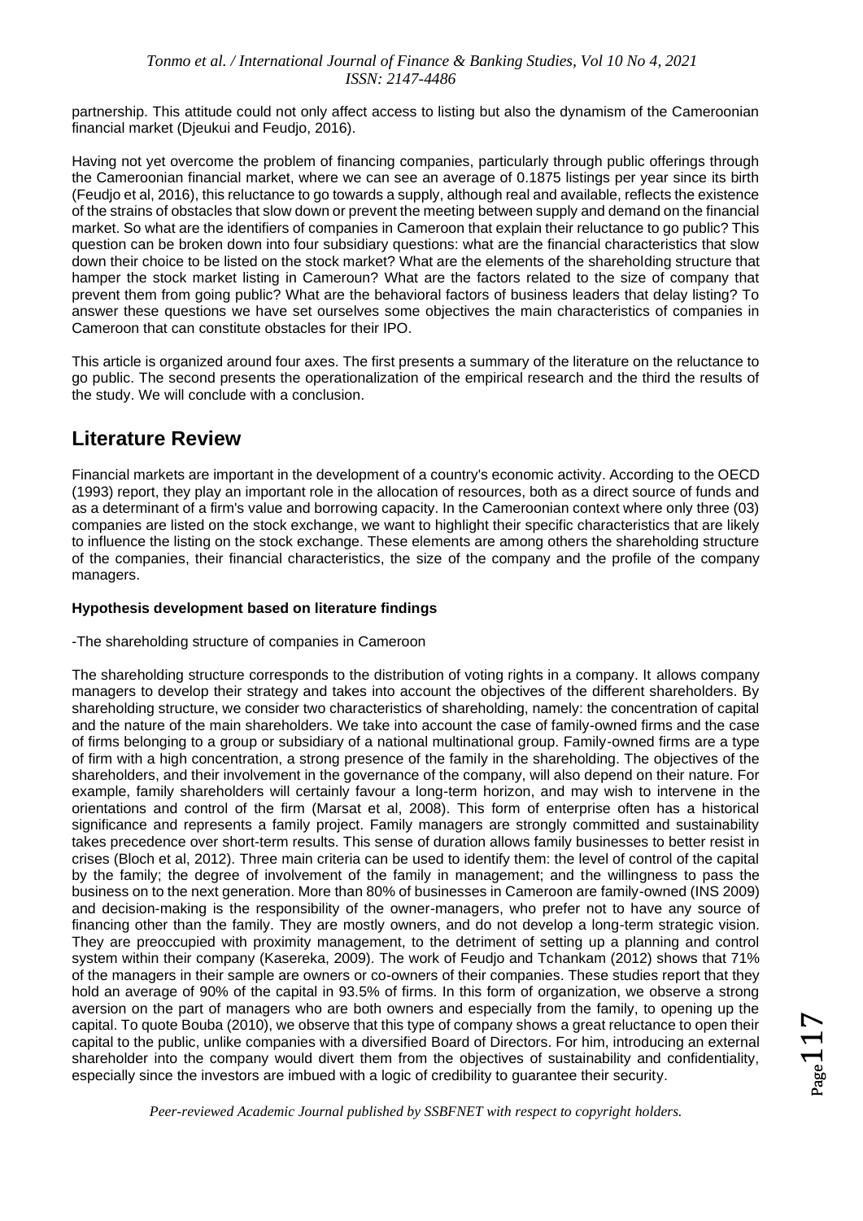partnership. This attitude could not only affect access to listing but also the dynamism of the Cameroonian financial market (Djeukui and Feudjo, 2016).

Having not yet overcome the problem of financing companies, particularly through public offerings through the Cameroonian financial market, where we can see an average of 0.1875 listings per year since its birth (Feudjo et al, 2016), this reluctance to go towards a supply, although real and available, reflects the existence of the strains of obstacles that slow down or prevent the meeting between supply and demand on the financial market. So what are the identifiers of companies in Cameroon that explain their reluctance to go public? This question can be broken down into four subsidiary questions: what are the financial characteristics that slow down their choice to be listed on the stock market? What are the elements of the shareholding structure that hamper the stock market listing in Cameroun? What are the factors related to the size of company that prevent them from going public? What are the behavioral factors of business leaders that delay listing? To answer these questions we have set ourselves some objectives the main characteristics of companies in Cameroon that can constitute obstacles for their IPO.

This article is organized around four axes. The first presents a summary of the literature on the reluctance to go public. The second presents the operationalization of the empirical research and the third the results of the study. We will conclude with a conclusion.

## Literature Review

Financial markets are important in the development of a country's economic activity. According to the OECD (1993) report, they play an important role in the allocation of resources, both as a direct source of funds and as a determinant of a firm's value and borrowing capacity. In the Cameroonian context where only three (03) companies are listed on the stock exchange, we want to highlight their specific characteristics that are likely to influence the listing on the stock exchange. These elements are among others the shareholding structure of the companies, their financial characteristics, the size of the company and the profile of the company managers.

### Hypothesis development based on literature findings

-The shareholding structure of companies in Cameroon

The shareholding structure corresponds to the distribution of voting rights in a company. It allows company managers to develop their strategy and takes into account the objectives of the different shareholders. By shareholding structure, we consider two characteristics of shareholding, namely: the concentration of capital and the nature of the main shareholders. We take into account the case of family-owned firms and the case of firms belonging to a group or subsidiary of a national multinational group. Family-owned firms are a type of firm with a high concentration, a strong presence of the family in the shareholding. The objectives of the shareholders, and their involvement in the governance of the company, will also depend on their nature. For example, family shareholders will certainly favour a long-term horizon, and may wish to intervene in the orientations and control of the firm (Marsat et al, 2008). This form of enterprise often has a historical significance and represents a family project. Family managers are strongly committed and sustainability takes precedence over short-term results. This sense of duration allows family businesses to better resist in crises (Bloch et al, 2012). Three main criteria can be used to identify them: the level of control of the capital by the family; the degree of involvement of the family in management; and the willingness to pass the business on to the next generation. More than 80% of businesses in Cameroon are family-owned (INS 2009) and decision-making is the responsibility of the owner-managers, who prefer not to have any source of financing other than the family. They are mostly owners, and do not develop a long-term strategic vision. They are preoccupied with proximity management, to the detriment of setting up a planning and control system within their company (Kasereka, 2009). The work of Feudjo and Tchankam (2012) shows that 71% of the managers in their sample are owners or co-owners of their companies. These studies report that they hold an average of 90% of the capital in 93.5% of firms. In this form of organization, we observe a strong aversion on the part of managers who are both owners and especially from the family, to opening up the capital. To quote Bouba (2010), we observe that this type of company shows a great reluctance to open their capital to the public, unlike companies with a diversified Board of Directors. For him, introducing an external shareholder into the company would divert them from the objectives of sustainability and confidentiality, especially since the investors are imbued with a logic of credibility to guarantee their security.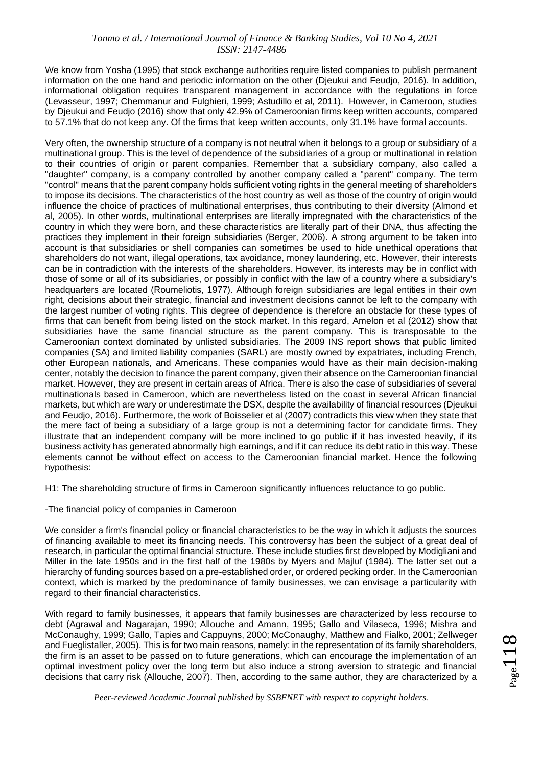We know from Yosha (1995) that stock exchange authorities require listed companies to publish permanent information on the one hand and periodic information on the other (Djeukui and Feudjo, 2016). In addition, informational obligation requires transparent management in accordance with the regulations in force (Levasseur, 1997; Chemmanur and Fulghieri, 1999; Astudillo et al, 2011). However, in Cameroon, studies by Djeukui and Feudjo (2016) show that only 42.9% of Cameroonian firms keep written accounts, compared to 57.1% that do not keep any. Of the firms that keep written accounts, only 31.1% have formal accounts.

Very often, the ownership structure of a company is not neutral when it belongs to a group or subsidiary of a multinational group. This is the level of dependence of the subsidiaries of a group or multinational in relation to their countries of origin or parent companies. Remember that a subsidiary company, also called a "daughter" company, is a company controlled by another company called a "parent" company. The term "control" means that the parent company holds sufficient voting rights in the general meeting of shareholders to impose its decisions. The characteristics of the host country as well as those of the country of origin would influence the choice of practices of multinational enterprises, thus contributing to their diversity (Almond et al, 2005). In other words, multinational enterprises are literally impregnated with the characteristics of the country in which they were born, and these characteristics are literally part of their DNA, thus affecting the practices they implement in their foreign subsidiaries (Berger, 2006). A strong argument to be taken into account is that subsidiaries or shell companies can sometimes be used to hide unethical operations that shareholders do not want, illegal operations, tax avoidance, money laundering, etc. However, their interests can be in contradiction with the interests of the shareholders. However, its interests may be in conflict with those of some or all of its subsidiaries, or possibly in conflict with the law of a country where a subsidiary's headquarters are located (Roumeliotis, 1977). Although foreign subsidiaries are legal entities in their own right, decisions about their strategic, financial and investment decisions cannot be left to the company with the largest number of voting rights. This degree of dependence is therefore an obstacle for these types of firms that can benefit from being listed on the stock market. In this regard, Amelon et al (2012) show that subsidiaries have the same financial structure as the parent company. This is transposable to the Cameroonian context dominated by unlisted subsidiaries. The 2009 INS report shows that public limited companies (SA) and limited liability companies (SARL) are mostly owned by expatriates, including French, other European nationals, and Americans. These companies would have as their main decision-making center, notably the decision to finance the parent company, given their absence on the Cameroonian financial market. However, they are present in certain areas of Africa. There is also the case of subsidiaries of several multinationals based in Cameroon, which are nevertheless listed on the coast in several African financial markets, but which are wary or underestimate the DSX, despite the availability of financial resources (Djeukui and Feudjo, 2016). Furthermore, the work of Boisselier et al (2007) contradicts this view when they state that the mere fact of being a subsidiary of a large group is not a determining factor for candidate firms. They illustrate that an independent company will be more inclined to go public if it has invested heavily, if its business activity has generated abnormally high earnings, and if it can reduce its debt ratio in this way. These elements cannot be without effect on access to the Cameroonian financial market. Hence the following hypothesis:

H1: The shareholding structure of firms in Cameroon significantly influences reluctance to go public.

-The financial policy of companies in Cameroon

We consider a firm's financial policy or financial characteristics to be the way in which it adjusts the sources of financing available to meet its financing needs. This controversy has been the subject of a great deal of research, in particular the optimal financial structure. These include studies first developed by Modigliani and Miller in the late 1950s and in the first half of the 1980s by Myers and Majluf (1984). The latter set out a hierarchy of funding sources based on a pre-established order, or ordered pecking order. In the Cameroonian context, which is marked by the predominance of family businesses, we can envisage a particularity with regard to their financial characteristics.

With regard to family businesses, it appears that family businesses are characterized by less recourse to debt (Agrawal and Nagarajan, 1990; Allouche and Amann, 1995; Gallo and Vilaseca, 1996; Mishra and McConaughy, 1999; Gallo, Tapies and Cappuyns, 2000; McConaughy, Matthew and Fialko, 2001; Zellweger and Fueglistaller, 2005). This is for two main reasons, namely: in the representation of its family shareholders, the firm is an asset to be passed on to future generations, which can encourage the implementation of an optimal investment policy over the long term but also induce a strong aversion to strategic and financial decisions that carry risk (Allouche, 2007). Then, according to the same author, they are characterized by a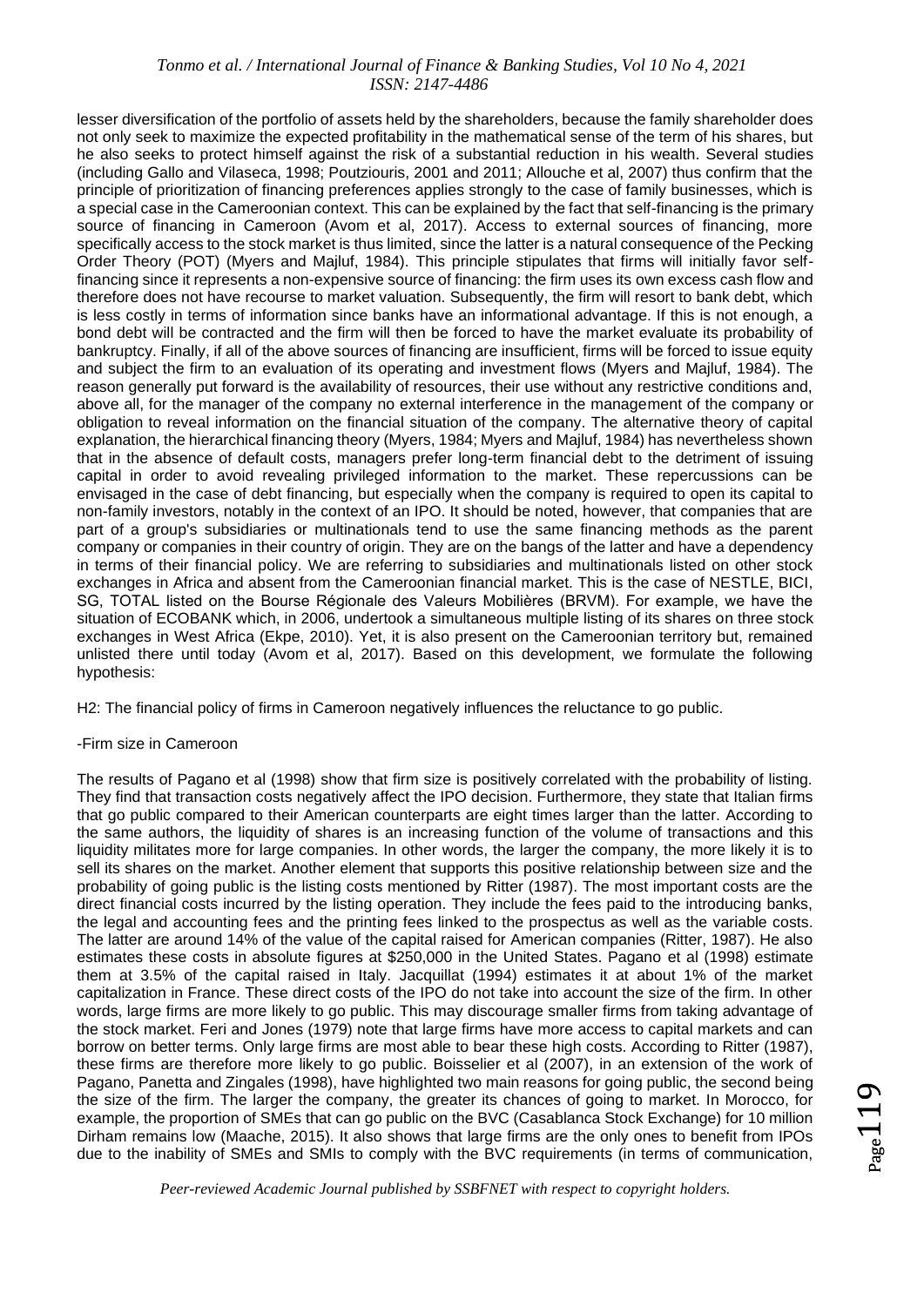lesser diversification of the portfolio of assets held by the shareholders, because the family shareholder does not only seek to maximize the expected profitability in the mathematical sense of the term of his shares, but he also seeks to protect himself against the risk of a substantial reduction in his wealth. Several studies (including Gallo and Vilaseca, 1998; Poutziouris, 2001 and 2011; Allouche et al, 2007) thus confirm that the principle of prioritization of financing preferences applies strongly to the case of family businesses, which is a special case in the Cameroonian context. This can be explained by the fact that self-financing is the primary source of financing in Cameroon (Avom et al, 2017). Access to external sources of financing, more specifically access to the stock market is thus limited, since the latter is a natural consequence of the Pecking Order Theory (POT) (Myers and Majluf, 1984). This principle stipulates that firms will initially favor self-financing since it represents a non-expensive source of financing: the firm uses its own excess cash flow and therefore does not have recourse to market valuation. Subsequently, the firm will resort to bank debt, which is less costly in terms of information since banks have an informational advantage. If this is not enough, a bond debt will be contracted and the firm will then be forced to have the market evaluate its probability of bankruptcy. Finally, if all of the above sources of financing are insufficient, firms will be forced to issue equity and subject the firm to an evaluation of its operating and investment flows (Myers and Majluf, 1984). The reason generally put forward is the availability of resources, their use without any restrictive conditions and, above all, for the manager of the company no external interference in the management of the company or obligation to reveal information on the financial situation of the company. The alternative theory of capital explanation, the hierarchical financing theory (Myers, 1984; Myers and Majluf, 1984) has nevertheless shown that in the absence of default costs, managers prefer long-term financial debt to the detriment of issuing capital in order to avoid revealing privileged information to the market. These repercussions can be envisaged in the case of debt financing, but especially when the company is required to open its capital to non-family investors, notably in the context of an IPO. It should be noted, however, that companies that are part of a group's subsidiaries or multinationals tend to use the same financing methods as the parent company or companies in their country of origin. They are on the bangs of the latter and have a dependency in terms of their financial policy. We are referring to subsidiaries and multinationals listed on other stock exchanges in Africa and absent from the Cameroonian financial market. This is the case of NESTLE, BICI, SG, TOTAL listed on the Bourse Régionale des Valeurs Mobilières (BRVM). For example, we have the situation of ECOBANK which, in 2006, undertook a simultaneous multiple listing of its shares on three stock exchanges in West Africa (Ekpe, 2010). Yet, it is also present on the Cameroonian territory but, remained unlisted there until today (Avom et al, 2017). Based on this development, we formulate the following hypothesis:

H2: The financial policy of firms in Cameroon negatively influences the reluctance to go public.

-Firm size in Cameroon

The results of Pagano et al (1998) show that firm size is positively correlated with the probability of listing. They find that transaction costs negatively affect the IPO decision. Furthermore, they state that Italian firms that go public compared to their American counterparts are eight times larger than the latter. According to the same authors, the liquidity of shares is an increasing function of the volume of transactions and this liquidity militates more for large companies. In other words, the larger the company, the more likely it is to sell its shares on the market. Another element that supports this positive relationship between size and the probability of going public is the listing costs mentioned by Ritter (1987). The most important costs are the direct financial costs incurred by the listing operation. They include the fees paid to the introducing banks, the legal and accounting fees and the printing fees linked to the prospectus as well as the variable costs. The latter are around 14% of the value of the capital raised for American companies (Ritter, 1987). He also estimates these costs in absolute figures at $250,000 in the United States. Pagano et al (1998) estimate them at 3.5% of the capital raised in Italy. Jacquillat (1994) estimates it at about 1% of the market capitalization in France. These direct costs of the IPO do not take into account the size of the firm. In other words, large firms are more likely to go public. This may discourage smaller firms from taking advantage of the stock market. Feri and Jones (1979) note that large firms have more access to capital markets and can borrow on better terms. Only large firms are most able to bear these high costs. According to Ritter (1987), these firms are therefore more likely to go public. Boisselier et al (2007), in an extension of the work of Pagano, Panetta and Zingales (1998), have highlighted two main reasons for going public, the second being the size of the firm. The larger the company, the greater its chances of going to market. In Morocco, for example, the proportion of SMEs that can go public on the BVC (Casablanca Stock Exchange) for 10 million Dirham remains low (Maache, 2015). It also shows that large firms are the only ones to benefit from IPOs due to the inability of SMEs and SMIs to comply with the BVC requirements (in terms of communication,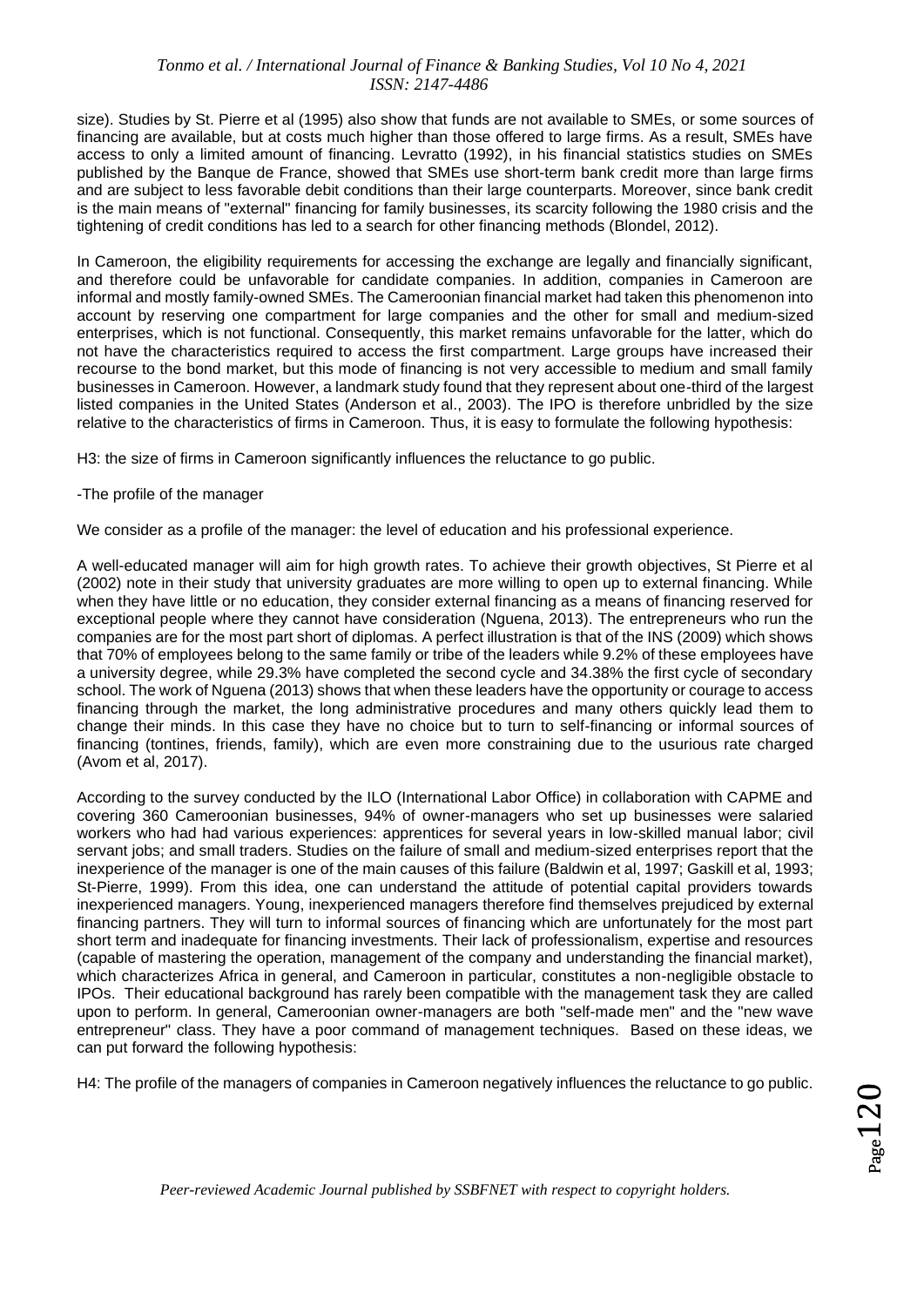size). Studies by St. Pierre et al (1995) also show that funds are not available to SMEs, or some sources of financing are available, but at costs much higher than those offered to large firms. As a result, SMEs have access to only a limited amount of financing. Levratto (1992), in his financial statistics studies on SMEs published by the Banque de France, showed that SMEs use short-term bank credit more than large firms and are subject to less favorable debit conditions than their large counterparts. Moreover, since bank credit is the main means of "external" financing for family businesses, its scarcity following the 1980 crisis and the tightening of credit conditions has led to a search for other financing methods (Blondel, 2012).

In Cameroon, the eligibility requirements for accessing the exchange are legally and financially significant, and therefore could be unfavorable for candidate companies. In addition, companies in Cameroon are informal and mostly family-owned SMEs. The Cameroonian financial market had taken this phenomenon into account by reserving one compartment for large companies and the other for small and medium-sized enterprises, which is not functional. Consequently, this market remains unfavorable for the latter, which do not have the characteristics required to access the first compartment. Large groups have increased their recourse to the bond market, but this mode of financing is not very accessible to medium and small family businesses in Cameroon. However, a landmark study found that they represent about one-third of the largest listed companies in the United States (Anderson et al., 2003). The IPO is therefore unbridled by the size relative to the characteristics of firms in Cameroon. Thus, it is easy to formulate the following hypothesis:

H3: the size of firms in Cameroon significantly influences the reluctance to go public.

-The profile of the manager

We consider as a profile of the manager: the level of education and his professional experience.

A well-educated manager will aim for high growth rates. To achieve their growth objectives, St Pierre et al (2002) note in their study that university graduates are more willing to open up to external financing. While when they have little or no education, they consider external financing as a means of financing reserved for exceptional people where they cannot have consideration (Nguena, 2013). The entrepreneurs who run the companies are for the most part short of diplomas. A perfect illustration is that of the INS (2009) which shows that 70% of employees belong to the same family or tribe of the leaders while 9.2% of these employees have a university degree, while 29.3% have completed the second cycle and 34.38% the first cycle of secondary school. The work of Nguena (2013) shows that when these leaders have the opportunity or courage to access financing through the market, the long administrative procedures and many others quickly lead them to change their minds. In this case they have no choice but to turn to self-financing or informal sources of financing (tontines, friends, family), which are even more constraining due to the usurious rate charged (Avom et al, 2017).

According to the survey conducted by the ILO (International Labor Office) in collaboration with CAPME and covering 360 Cameroonian businesses, 94% of owner-managers who set up businesses were salaried workers who had had various experiences: apprentices for several years in low-skilled manual labor; civil servant jobs; and small traders. Studies on the failure of small and medium-sized enterprises report that the inexperience of the manager is one of the main causes of this failure (Baldwin et al, 1997; Gaskill et al, 1993; St-Pierre, 1999). From this idea, one can understand the attitude of potential capital providers towards inexperienced managers. Young, inexperienced managers therefore find themselves prejudiced by external financing partners. They will turn to informal sources of financing which are unfortunately for the most part short term and inadequate for financing investments. Their lack of professionalism, expertise and resources (capable of mastering the operation, management of the company and understanding the financial market), which characterizes Africa in general, and Cameroon in particular, constitutes a non-negligible obstacle to IPOs. Their educational background has rarely been compatible with the management task they are called upon to perform. In general, Cameroonian owner-managers are both "self-made men" and the "new wave entrepreneur" class. They have a poor command of management techniques. Based on these ideas, we can put forward the following hypothesis:

H4: The profile of the managers of companies in Cameroon negatively influences the reluctance to go public.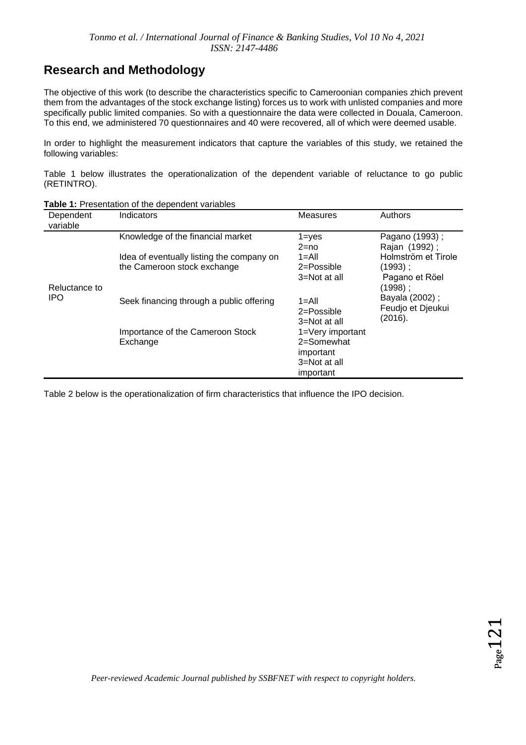## Research and Methodology

The objective of this work (to describe the characteristics specific to Cameroonian companies zhich prevent them from the advantages of the stock exchange listing) forces us to work with unlisted companies and more specifically public limited companies. So with a questionnaire the data were collected in Douala, Cameroon. To this end, we administered 70 questionnaires and 40 were recovered, all of which were deemed usable.

In order to highlight the measurement indicators that capture the variables of this study, we retained the following variables:

Table 1 below illustrates the operationalization of the dependent variable of reluctance to go public (RETINTRO).

**Table 1:** Presentation of the dependent variables

| Dependent variable | Indicators | Measures | Authors |
|---|---|---|---|
| Reluctance to IPO | Knowledge of the financial market | 1=yes<br>2=no | Pagano (1993) ;<br>Rajan (1992) ;<br>Holmström et Tirole (1993) ;<br>Pagano et Röel (1998) ;<br>Bayala (2002) ;<br>Feudjo et Djeukui (2016). |
| | Idea of eventually listing the company on the Cameroon stock exchange | 1=All<br>2=Possible<br>3=Not at all | |
| | Seek financing through a public offering | 1=All<br>2=Possible<br>3=Not at all | |
| | Importance of the Cameroon Stock Exchange | 1=Very important<br>2=Somewhat important<br>3=Not at all important | |

Table 2 below is the operationalization of firm characteristics that influence the IPO decision.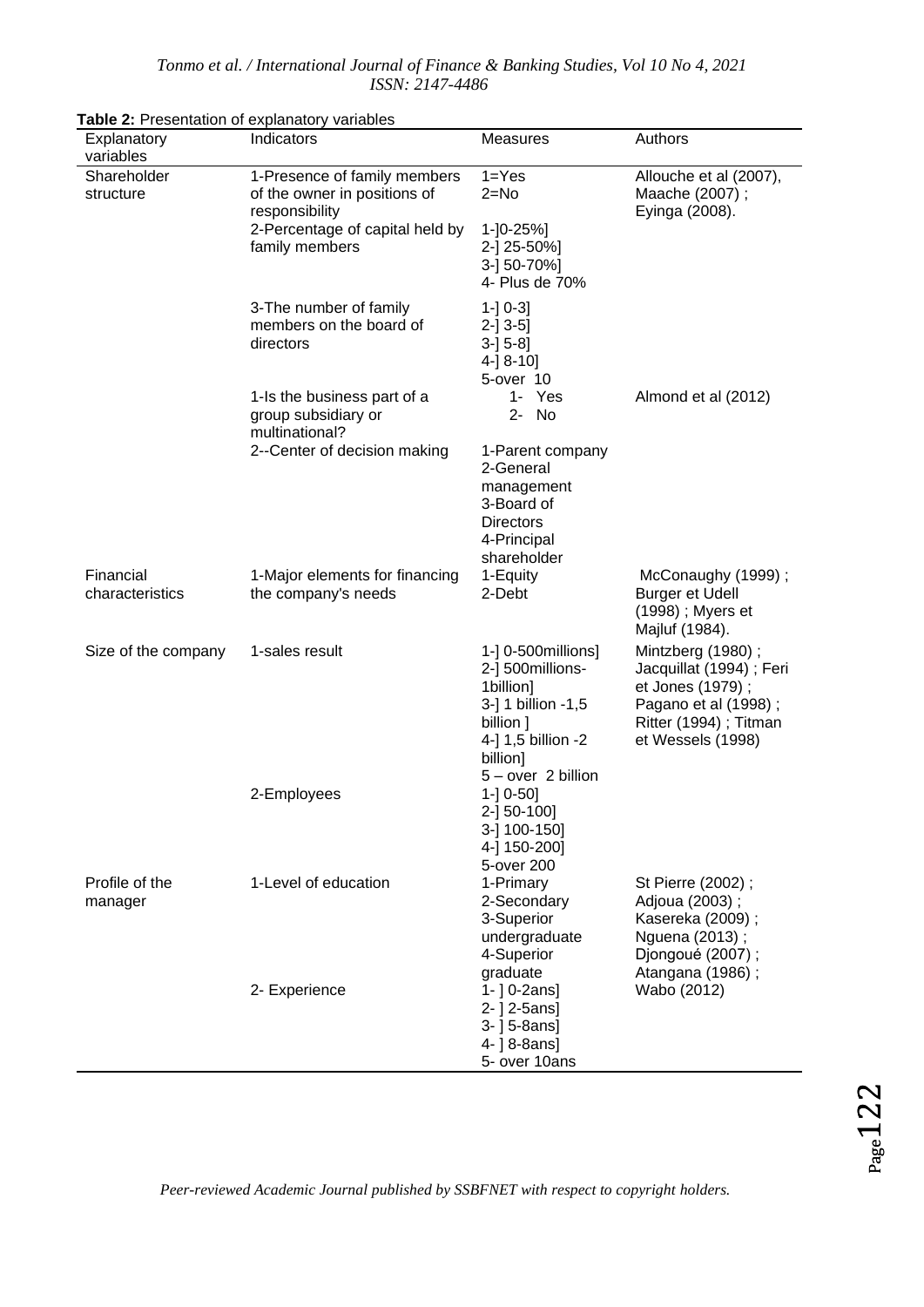**Table 2:** Presentation of explanatory variables

| Explanatory variables | Indicators | Measures | Authors |
|---|---|---|---|
| Shareholder structure | 1-Presence of family members of the owner in positions of responsibility | 1=Yes<br>2=No | Allouche et al (2007), Maache (2007) ; Eyinga (2008). |
| | 2-Percentage of capital held by family members | 1-]0-25%]<br>2-] 25-50%]<br>3-] 50-70%]<br>4- Plus de 70% | |
| | 3-The number of family members on the board of directors | 1-] 0-3]<br>2-] 3-5]<br>3-] 5-8]<br>4-] 8-10]<br>5-over 10 | |
| | 1-Is the business part of a group subsidiary or multinational? | 1- Yes<br>2- No | Almond et al (2012) |
| | 2--Center of decision making | 1-Parent company<br>2-General management<br>3-Board of Directors<br>4-Principal shareholder | |
| Financial characteristics | 1-Major elements for financing the company's needs | 1-Equity<br>2-Debt | McConaughy (1999) ; Burger et Udell (1998) ; Myers et Majluf (1984). |
| Size of the company | 1-sales result | 1-] 0-500millions]<br>2-] 500millions-1billion]<br>3-] 1 billion -1,5 billion ]<br>4-] 1,5 billion -2 billion]<br>5 – over 2 billion | Mintzberg (1980) ; Jacquillat (1994) ; Feri et Jones (1979) ; Pagano et al (1998) ; Ritter (1994) ; Titman et Wessels (1998) |
| | 2-Employees | 1-] 0-50]<br>2-] 50-100]<br>3-] 100-150]<br>4-] 150-200]<br>5-over 200 | |
| Profile of the manager | 1-Level of education | 1-Primary<br>2-Secondary<br>3-Superior undergraduate<br>4-Superior graduate | St Pierre (2002) ; Adjoua (2003) ; Kasereka (2009) ; Nguena (2013) ; Djongoué (2007) ; Atangana (1986) ; Wabo (2012) |
| | 2- Experience | 1- ] 0-2ans]<br>2- ] 2-5ans]<br>3- ] 5-8ans]<br>4- ] 8-8ans]<br>5- over 10ans | |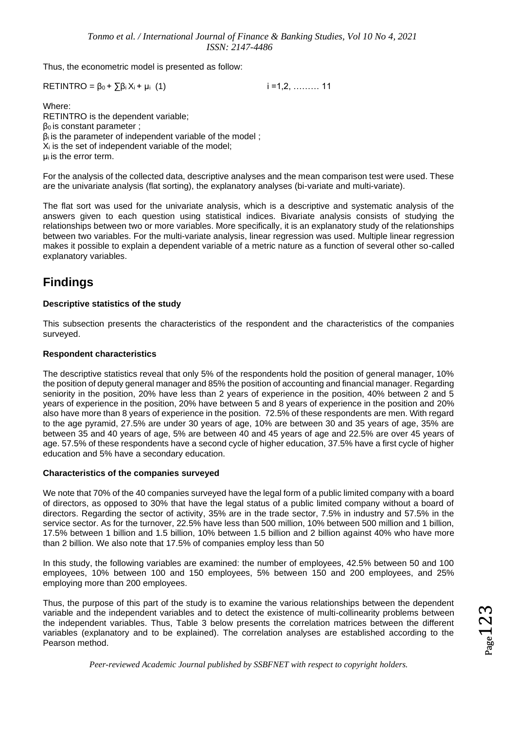Thus, the econometric model is presented as follow:

$$RETINTRO = \beta_0 + \sum \beta_i X_i + \mu_i \quad (1) \qquad i = 1,2, \ldots\ldots\ldots 11$$

Where:
RETINTRO is the dependent variable;
$\beta_0$ is constant parameter ;
$\beta_i$ is the parameter of independent variable of the model ;
$X_i$ is the set of independent variable of the model;
$\mu_i$ is the error term.

For the analysis of the collected data, descriptive analyses and the mean comparison test were used. These are the univariate analysis (flat sorting), the explanatory analyses (bi-variate and multi-variate).

The flat sort was used for the univariate analysis, which is a descriptive and systematic analysis of the answers given to each question using statistical indices. Bivariate analysis consists of studying the relationships between two or more variables. More specifically, it is an explanatory study of the relationships between two variables. For the multi-variate analysis, linear regression was used. Multiple linear regression makes it possible to explain a dependent variable of a metric nature as a function of several other so-called explanatory variables.

## Findings

### Descriptive statistics of the study

This subsection presents the characteristics of the respondent and the characteristics of the companies surveyed.

### Respondent characteristics

The descriptive statistics reveal that only 5% of the respondents hold the position of general manager, 10% the position of deputy general manager and 85% the position of accounting and financial manager. Regarding seniority in the position, 20% have less than 2 years of experience in the position, 40% between 2 and 5 years of experience in the position, 20% have between 5 and 8 years of experience in the position and 20% also have more than 8 years of experience in the position. 72.5% of these respondents are men. With regard to the age pyramid, 27.5% are under 30 years of age, 10% are between 30 and 35 years of age, 35% are between 35 and 40 years of age, 5% are between 40 and 45 years of age and 22.5% are over 45 years of age. 57.5% of these respondents have a second cycle of higher education, 37.5% have a first cycle of higher education and 5% have a secondary education.

### Characteristics of the companies surveyed

We note that 70% of the 40 companies surveyed have the legal form of a public limited company with a board of directors, as opposed to 30% that have the legal status of a public limited company without a board of directors. Regarding the sector of activity, 35% are in the trade sector, 7.5% in industry and 57.5% in the service sector. As for the turnover, 22.5% have less than 500 million, 10% between 500 million and 1 billion, 17.5% between 1 billion and 1.5 billion, 10% between 1.5 billion and 2 billion against 40% who have more than 2 billion. We also note that 17.5% of companies employ less than 50

In this study, the following variables are examined: the number of employees, 42.5% between 50 and 100 employees, 10% between 100 and 150 employees, 5% between 150 and 200 employees, and 25% employing more than 200 employees.

Thus, the purpose of this part of the study is to examine the various relationships between the dependent variable and the independent variables and to detect the existence of multi-collinearity problems between the independent variables. Thus, Table 3 below presents the correlation matrices between the different variables (explanatory and to be explained). The correlation analyses are established according to the Pearson method.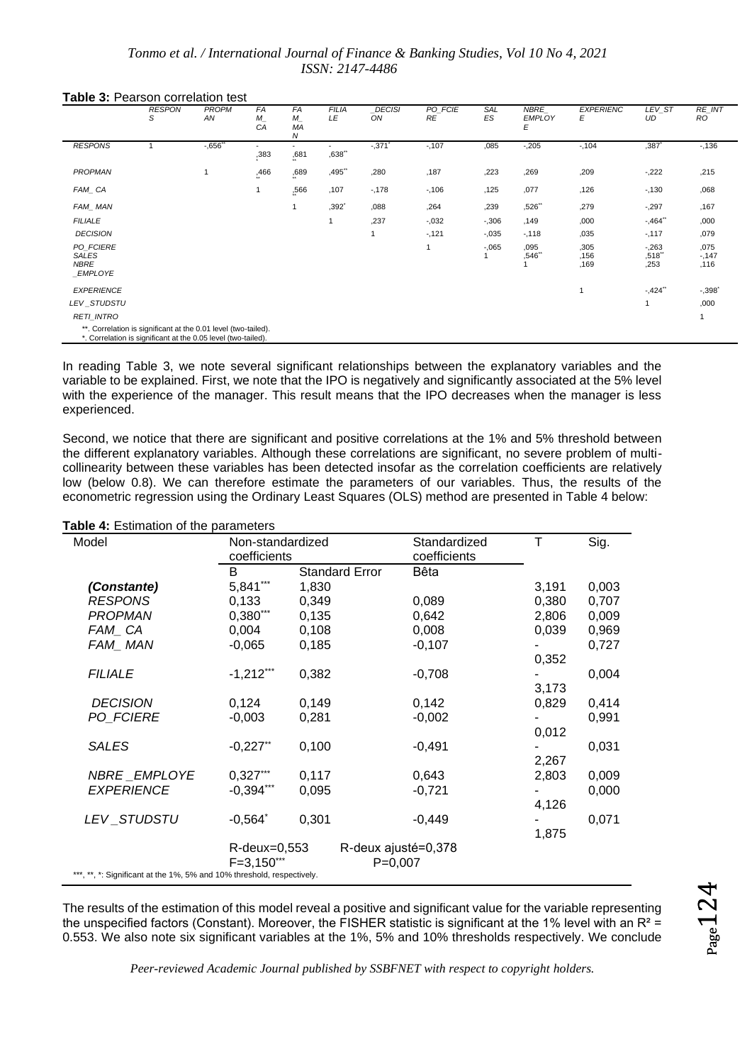**Table 3:** Pearson correlation test

| | RESPONS | PROPMAN | FAM_CA | FAM_MAN | FILIALE | _DECISION | PO_FCIERE | SALES | NBRE_EMPLOYE | EXPERIENCE | LEV_STUD | RE_INTRO |
|---|---|---|---|---|---|---|---|---|---|---|---|---|
| RESPONS | 1 | -,656** | -,383* | -,681** | -,638** | -,371* | -,107 | ,085 | -,205 | -,104 | ,387* | -,136 |
| PROPMAN | | 1 | ,466** | ,689** | ,495** | ,280 | ,187 | ,223 | ,269 | ,209 | -,222 | ,215 |
| FAM_CA | | | 1 | ,566** | ,107 | -,178 | -,106 | ,125 | ,077 | ,126 | -,130 | ,068 |
| FAM_MAN | | | | 1 | ,392* | ,088 | ,264 | ,239 | ,526** | ,279 | -,297 | ,167 |
| FILIALE | | | | | 1 | ,237 | -,032 | -,306 | ,149 | ,000 | -,464** | ,000 |
| DECISION | | | | | | 1 | -,121 | -,035 | -,118 | ,035 | -,117 | ,079 |
| PO_FCIERE | | | | | | | 1 | -,065 | ,095 | ,305 | -,263 | ,075 |
| SALES | | | | | | | | 1 | ,546** | ,156 | ,518** | -,147 |
| NBRE_EMPLOYE | | | | | | | | | 1 | ,169 | ,253 | ,116 |
| EXPERIENCE | | | | | | | | | | 1 | -,424** | -,398* |
| LEV_STUDSTU | | | | | | | | | | | 1 | ,000 |
| RETI_INTRO | | | | | | | | | | | | 1 |

**. Correlation is significant at the 0.01 level (two-tailed).
*. Correlation is significant at the 0.05 level (two-tailed).

In reading Table 3, we note several significant relationships between the explanatory variables and the variable to be explained. First, we note that the IPO is negatively and significantly associated at the 5% level with the experience of the manager. This result means that the IPO decreases when the manager is less experienced.

Second, we notice that there are significant and positive correlations at the 1% and 5% threshold between the different explanatory variables. Although these correlations are significant, no severe problem of multi-collinearity between these variables has been detected insofar as the correlation coefficients are relatively low (below 0.8). We can therefore estimate the parameters of our variables. Thus, the results of the econometric regression using the Ordinary Least Squares (OLS) method are presented in Table 4 below:

**Table 4:** Estimation of the parameters

| Model | Non-standardized coefficients | | Standardized coefficients | T | Sig. |
|---|---|---|---|---|---|
| | B | Standard Error | Bêta | | |
| *(Constante)* | 5,841*** | 1,830 | | 3,191 | 0,003 |
| *RESPONS* | 0,133 | 0,349 | 0,089 | 0,380 | 0,707 |
| *PROPMAN* | 0,380*** | 0,135 | 0,642 | 2,806 | 0,009 |
| *FAM_ CA* | 0,004 | 0,108 | 0,008 | 0,039 | 0,969 |
| *FAM_ MAN* | -0,065 | 0,185 | -0,107 | -0,352 | 0,727 |
| *FILIALE* | -1,212*** | 0,382 | -0,708 | -3,173 | 0,004 |
| *DECISION* | 0,124 | 0,149 | 0,142 | 0,829 | 0,414 |
| *PO_FCIERE* | -0,003 | 0,281 | -0,002 | -0,012 | 0,991 |
| *SALES* | -0,227** | 0,100 | -0,491 | -2,267 | 0,031 |
| *NBRE _EMPLOYE* | 0,327*** | 0,117 | 0,643 | 2,803 | 0,009 |
| *EXPERIENCE* | -0,394*** | 0,095 | -0,721 | -4,126 | 0,000 |
| *LEV _STUDSTU* | -0,564* | 0,301 | -0,449 | -1,875 | 0,071 |
| | R-deux=0,553 | | R-deux ajusté=0,378 | | |
| | F=3,150*** | | P=0,007 | | |

***, **, *: Significant at the 1%, 5% and 10% threshold, respectively.

The results of the estimation of this model reveal a positive and significant value for the variable representing the unspecified factors (Constant). Moreover, the FISHER statistic is significant at the 1% level with an $R^2$ = 0.553. We also note six significant variables at the 1%, 5% and 10% thresholds respectively. We conclude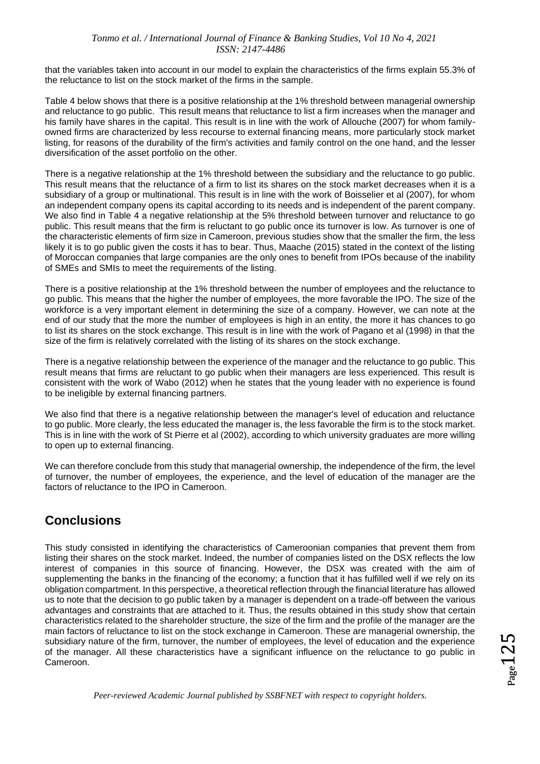that the variables taken into account in our model to explain the characteristics of the firms explain 55.3% of the reluctance to list on the stock market of the firms in the sample.

Table 4 below shows that there is a positive relationship at the 1% threshold between managerial ownership and reluctance to go public. This result means that reluctance to list a firm increases when the manager and his family have shares in the capital. This result is in line with the work of Allouche (2007) for whom family-owned firms are characterized by less recourse to external financing means, more particularly stock market listing, for reasons of the durability of the firm's activities and family control on the one hand, and the lesser diversification of the asset portfolio on the other.

There is a negative relationship at the 1% threshold between the subsidiary and the reluctance to go public. This result means that the reluctance of a firm to list its shares on the stock market decreases when it is a subsidiary of a group or multinational. This result is in line with the work of Boisselier et al (2007), for whom an independent company opens its capital according to its needs and is independent of the parent company. We also find in Table 4 a negative relationship at the 5% threshold between turnover and reluctance to go public. This result means that the firm is reluctant to go public once its turnover is low. As turnover is one of the characteristic elements of firm size in Cameroon, previous studies show that the smaller the firm, the less likely it is to go public given the costs it has to bear. Thus, Maache (2015) stated in the context of the listing of Moroccan companies that large companies are the only ones to benefit from IPOs because of the inability of SMEs and SMIs to meet the requirements of the listing.

There is a positive relationship at the 1% threshold between the number of employees and the reluctance to go public. This means that the higher the number of employees, the more favorable the IPO. The size of the workforce is a very important element in determining the size of a company. However, we can note at the end of our study that the more the number of employees is high in an entity, the more it has chances to go to list its shares on the stock exchange. This result is in line with the work of Pagano et al (1998) in that the size of the firm is relatively correlated with the listing of its shares on the stock exchange.

There is a negative relationship between the experience of the manager and the reluctance to go public. This result means that firms are reluctant to go public when their managers are less experienced. This result is consistent with the work of Wabo (2012) when he states that the young leader with no experience is found to be ineligible by external financing partners.

We also find that there is a negative relationship between the manager's level of education and reluctance to go public. More clearly, the less educated the manager is, the less favorable the firm is to the stock market. This is in line with the work of St Pierre et al (2002), according to which university graduates are more willing to open up to external financing.

We can therefore conclude from this study that managerial ownership, the independence of the firm, the level of turnover, the number of employees, the experience, and the level of education of the manager are the factors of reluctance to the IPO in Cameroon.

## Conclusions

This study consisted in identifying the characteristics of Cameroonian companies that prevent them from listing their shares on the stock market. Indeed, the number of companies listed on the DSX reflects the low interest of companies in this source of financing. However, the DSX was created with the aim of supplementing the banks in the financing of the economy; a function that it has fulfilled well if we rely on its obligation compartment. In this perspective, a theoretical reflection through the financial literature has allowed us to note that the decision to go public taken by a manager is dependent on a trade-off between the various advantages and constraints that are attached to it. Thus, the results obtained in this study show that certain characteristics related to the shareholder structure, the size of the firm and the profile of the manager are the main factors of reluctance to list on the stock exchange in Cameroon. These are managerial ownership, the subsidiary nature of the firm, turnover, the number of employees, the level of education and the experience of the manager. All these characteristics have a significant influence on the reluctance to go public in Cameroon.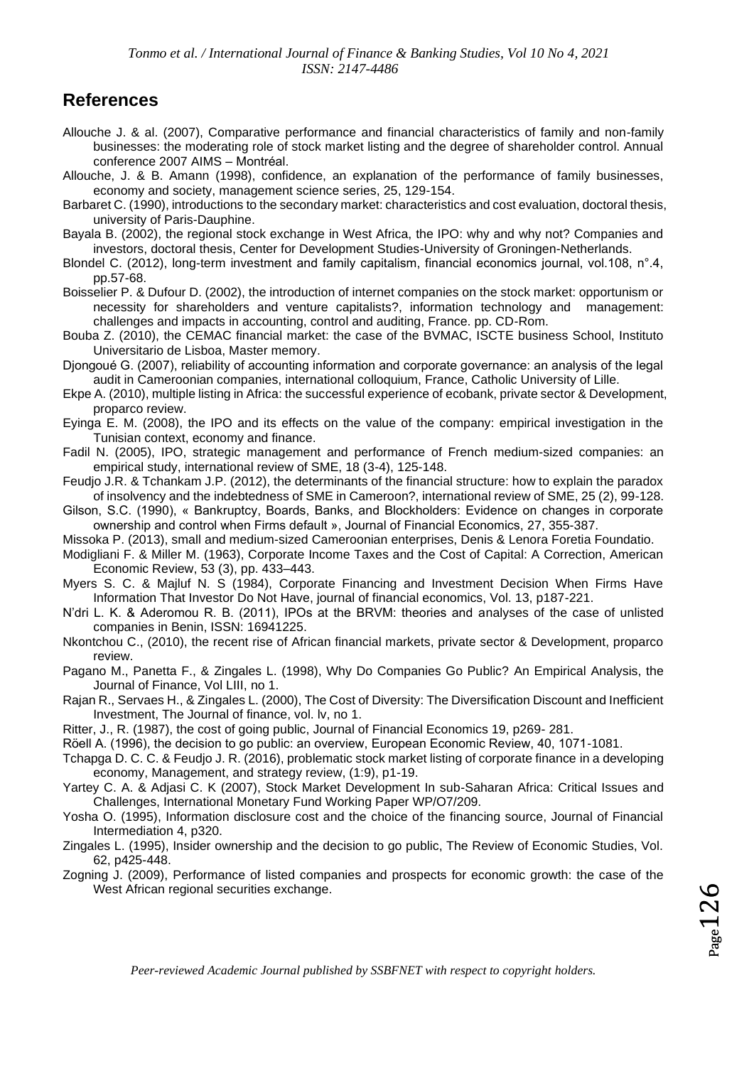## References

Allouche J. & al. (2007), Comparative performance and financial characteristics of family and non-family businesses: the moderating role of stock market listing and the degree of shareholder control. Annual conference 2007 AIMS – Montréal.

Allouche, J. & B. Amann (1998), confidence, an explanation of the performance of family businesses, economy and society, management science series, 25, 129-154.

Barbaret C. (1990), introductions to the secondary market: characteristics and cost evaluation, doctoral thesis, university of Paris-Dauphine.

Bayala B. (2002), the regional stock exchange in West Africa, the IPO: why and why not? Companies and investors, doctoral thesis, Center for Development Studies-University of Groningen-Netherlands.

Blondel C. (2012), long-term investment and family capitalism, financial economics journal, vol.108, n°.4, pp.57-68.

Boisselier P. & Dufour D. (2002), the introduction of internet companies on the stock market: opportunism or necessity for shareholders and venture capitalists?, information technology and management: challenges and impacts in accounting, control and auditing, France. pp. CD-Rom.

Bouba Z. (2010), the CEMAC financial market: the case of the BVMAC, ISCTE business School, Instituto Universitario de Lisboa, Master memory.

Djongoué G. (2007), reliability of accounting information and corporate governance: an analysis of the legal audit in Cameroonian companies, international colloquium, France, Catholic University of Lille.

Ekpe A. (2010), multiple listing in Africa: the successful experience of ecobank, private sector & Development, proparco review.

Eyinga E. M. (2008), the IPO and its effects on the value of the company: empirical investigation in the Tunisian context, economy and finance.

Fadil N. (2005), IPO, strategic management and performance of French medium-sized companies: an empirical study, international review of SME, 18 (3-4), 125-148.

Feudjo J.R. & Tchankam J.P. (2012), the determinants of the financial structure: how to explain the paradox of insolvency and the indebtedness of SME in Cameroon?, international review of SME, 25 (2), 99-128.

Gilson, S.C. (1990), « Bankruptcy, Boards, Banks, and Blockholders: Evidence on changes in corporate ownership and control when Firms default », Journal of Financial Economics, 27, 355-387.

Missoka P. (2013), small and medium-sized Cameroonian enterprises, Denis & Lenora Foretia Foundatio.

Modigliani F. & Miller M. (1963), Corporate Income Taxes and the Cost of Capital: A Correction, American Economic Review, 53 (3), pp. 433–443.

Myers S. C. & Majluf N. S (1984), Corporate Financing and Investment Decision When Firms Have Information That Investor Do Not Have, journal of financial economics, Vol. 13, p187-221.

N'dri L. K. & Aderomou R. B. (2011), IPOs at the BRVM: theories and analyses of the case of unlisted companies in Benin, ISSN: 16941225.

Nkontchou C., (2010), the recent rise of African financial markets, private sector & Development, proparco review.

Pagano M., Panetta F., & Zingales L. (1998), Why Do Companies Go Public? An Empirical Analysis, the Journal of Finance, Vol LIII, no 1.

Rajan R., Servaes H., & Zingales L. (2000), The Cost of Diversity: The Diversification Discount and Inefficient Investment, The Journal of finance, vol. lv, no 1.

Ritter, J., R. (1987), the cost of going public, Journal of Financial Economics 19, p269- 281.

Röell A. (1996), the decision to go public: an overview, European Economic Review, 40, 1071-1081.

Tchapga D. C. C. & Feudjo J. R. (2016), problematic stock market listing of corporate finance in a developing economy, Management, and strategy review, (1:9), p1-19.

Yartey C. A. & Adjasi C. K (2007), Stock Market Development In sub-Saharan Africa: Critical Issues and Challenges, International Monetary Fund Working Paper WP/O7/209.

Yosha O. (1995), Information disclosure cost and the choice of the financing source, Journal of Financial Intermediation 4, p320.

Zingales L. (1995), Insider ownership and the decision to go public, The Review of Economic Studies, Vol. 62, p425-448.

Zogning J. (2009), Performance of listed companies and prospects for economic growth: the case of the West African regional securities exchange.